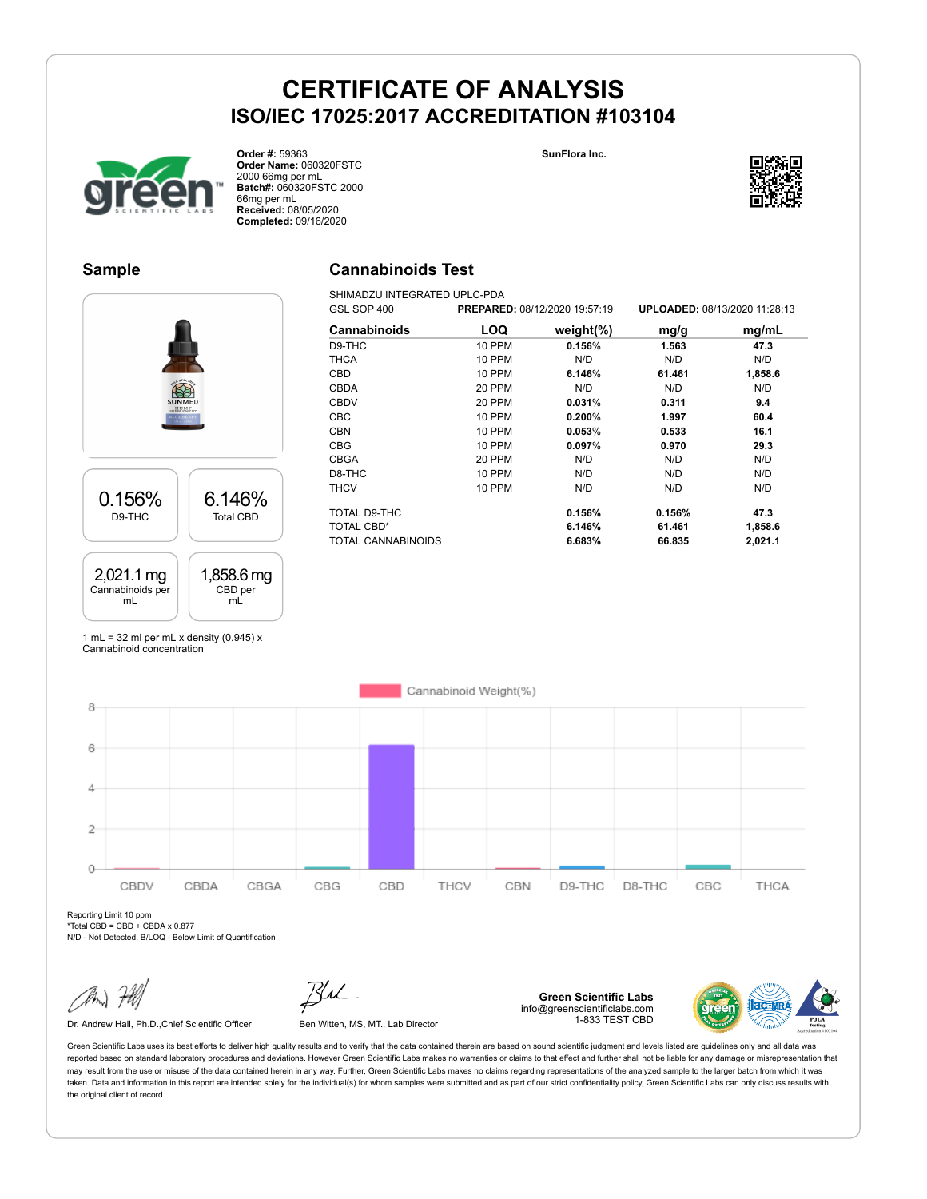# CERTIFICATE OF ANALYSIS

## ISO/IEC 17025:2017 ACCREDITATION #103104

**Order #:** 59363
**Order Name:** 060320FSTC 2000 66mg per mL
**Batch#:** 060320FSTC 2000 66mg per mL
**Received:** 08/05/2020
**Completed:** 09/16/2020

**SunFlora Inc.**

## Sample

| 0.156% | 6.146% |
|---|---|
| D9-THC | Total CBD |

| 2,021.1 mg | 1,858.6 mg |
|---|---|
| Cannabinoids per mL | CBD per mL |

1 mL = 32 ml per mL x density (0.945) x Cannabinoid concentration

## Cannabinoids Test

SHIMADZU INTEGRATED UPLC-PDA
GSL SOP 400 **PREPARED:** 08/12/2020 19:57:19 **UPLOADED:** 08/13/2020 11:28:13

| Cannabinoids | LOQ | weight(%) | mg/g | mg/mL |
|---|---|---|---|---|
| D9-THC | 10 PPM | **0.156%** | **1.563** | **47.3** |
| THCA | 10 PPM | N/D | N/D | N/D |
| CBD | 10 PPM | **6.146%** | **61.461** | **1,858.6** |
| CBDA | 20 PPM | N/D | N/D | N/D |
| CBDV | 20 PPM | **0.031%** | **0.311** | **9.4** |
| CBC | 10 PPM | **0.200%** | **1.997** | **60.4** |
| CBN | 10 PPM | **0.053%** | **0.533** | **16.1** |
| CBG | 10 PPM | **0.097%** | **0.970** | **29.3** |
| CBGA | 20 PPM | N/D | N/D | N/D |
| D8-THC | 10 PPM | N/D | N/D | N/D |
| THCV | 10 PPM | N/D | N/D | N/D |
| TOTAL D9-THC | | **0.156%** | **0.156%** | **47.3** |
| TOTAL CBD* | | **6.146%** | **61.461** | **1,858.6** |
| TOTAL CANNABINOIDS | | **6.683%** | **66.835** | **2,021.1** |

Cannabinoid Weight(%)

| Cannabinoid | CBDV | CBDA | CBGA | CBG | CBD | THCV | CBN | D9-THC | D8-THC | CBC | THCA |
|---|---|---|---|---|---|---|---|---|---|---|---|

Reporting Limit 10 ppm
*Total CBD = CBD + CBDA x 0.877
N/D - Not Detected, B/LOQ - Below Limit of Quantification

Dr. Andrew Hall, Ph.D.,Chief Scientific Officer

Ben Witten, MS, MT., Lab Director

**Green Scientific Labs**
info@greenscientificlabs.com
1-833 TEST CBD

Green Scientific Labs uses its best efforts to deliver high quality results and to verify that the data contained therein are based on sound scientific judgment and levels listed are guidelines only and all data was reported based on standard laboratory procedures and deviations. However Green Scientific Labs makes no warranties or claims to that effect and further shall not be liable for any damage or misrepresentation that may result from the use or misuse of the data contained herein in any way. Further, Green Scientific Labs makes no claims regarding representations of the analyzed sample to the larger batch from which it was taken. Data and information in this report are intended solely for the individual(s) for whom samples were submitted and as part of our strict confidentiality policy, Green Scientific Labs can only discuss results with the original client of record.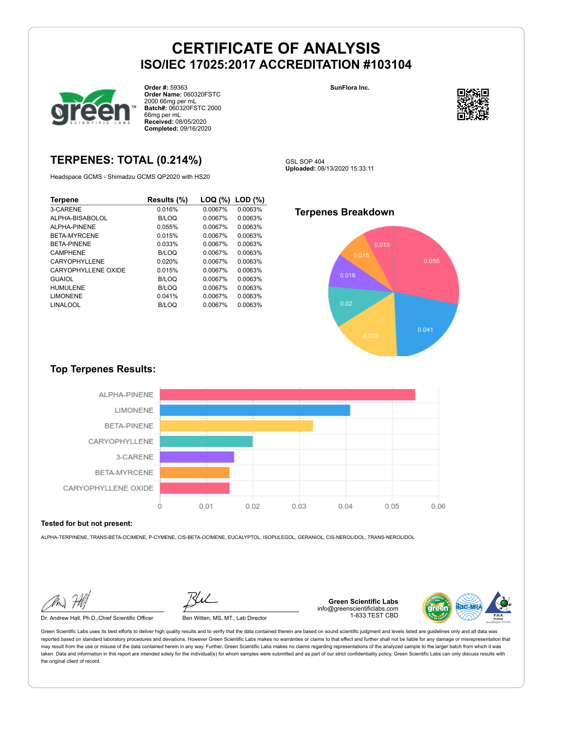# CERTIFICATE OF ANALYSIS
## ISO/IEC 17025:2017 ACCREDITATION #103104

**Order #:** 59363
**Order Name:** 060320FSTC 2000 66mg per mL
**Batch#:** 060320FSTC 2000 66mg per mL
**Received:** 08/05/2020
**Completed:** 09/16/2020

**SunFlora Inc.**

## TERPENES: TOTAL (0.214%)

Headspace GCMS - Shimadzu GCMS QP2020 with HS20

GSL SOP 404
**Uploaded:** 08/13/2020 15:33:11

| Terpene | Results (%) | LOQ (%) | LOD (%) |
|---|---|---|---|
| 3-CARENE | 0.016% | 0.0067% | 0.0063% |
| ALPHA-BISABOLOL | B/LOQ | 0.0067% | 0.0063% |
| ALPHA-PINENE | 0.055% | 0.0067% | 0.0063% |
| BETA-MYRCENE | 0.015% | 0.0067% | 0.0063% |
| BETA-PINENE | 0.033% | 0.0067% | 0.0063% |
| CAMPHENE | B/LOQ | 0.0067% | 0.0063% |
| CARYOPHYLLENE | 0.020% | 0.0067% | 0.0063% |
| CARYOPHYLLENE OXIDE | 0.015% | 0.0067% | 0.0063% |
| GUAIOL | B/LOQ | 0.0067% | 0.0063% |
| HUMULENE | B/LOQ | 0.0067% | 0.0063% |
| LIMONENE | 0.041% | 0.0067% | 0.0063% |
| LINALOOL | B/LOQ | 0.0067% | 0.0063% |

### Terpenes Breakdown

### Top Terpenes Results:

**Tested for but not present:**

ALPHA-TERPINENE, TRANS-BETA-OCIMENE, P-CYMENE, CIS-BETA-OCIMENE, EUCALYPTOL, ISOPULEGOL, GERANIOL, CIS-NEROLIDOL, TRANS-NEROLIDOL

Dr. Andrew Hall, Ph.D.,Chief Scientific Officer

Ben Witten, MS, MT., Lab Director

**Green Scientific Labs**
info@greenscientificlabs.com
1-833 TEST CBD

Green Scientific Labs uses its best efforts to deliver high quality results and to verify that the data contained therein are based on sound scientific judgment and levels listed are guidelines only and all data was reported based on standard laboratory procedures and deviations. However Green Scientific Labs makes no warranties or claims to that effect and further shall not be liable for any damage or misrepresentation that may result from the use or misuse of the data contained herein in any way. Further, Green Scientific Labs makes no claims regarding representations of the analyzed sample to the larger batch from which it was taken. Data and information in this report are intended solely for the individual(s) for whom samples were submitted and as part of our strict confidentiality policy, Green Scientific Labs can only discuss results with the original client of record.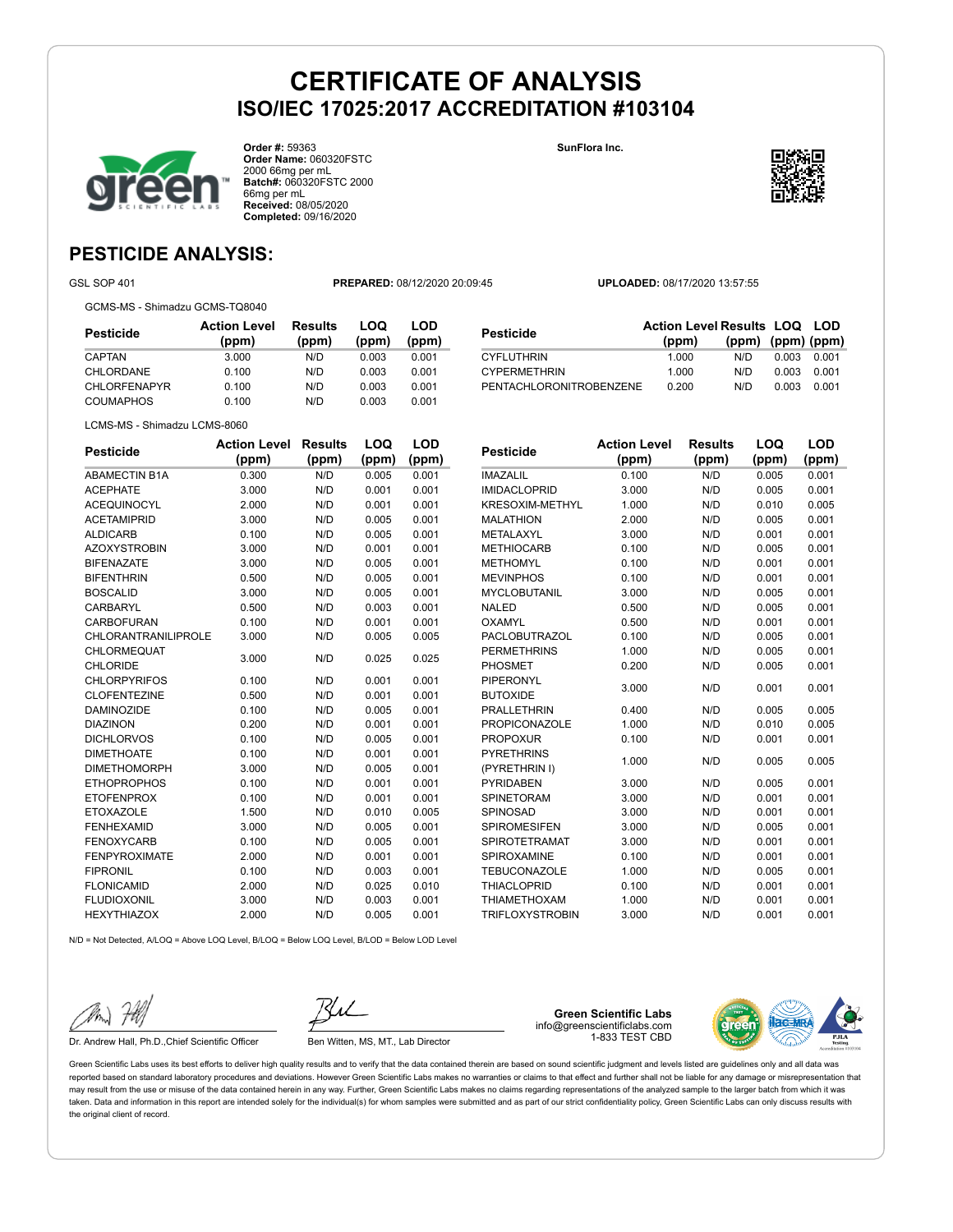# CERTIFICATE OF ANALYSIS
## ISO/IEC 17025:2017 ACCREDITATION #103104

**Order #:** 59363
**Order Name:** 060320FSTC 2000 66mg per mL
**Batch#:** 060320FSTC 2000 66mg per mL
**Received:** 08/05/2020
**Completed:** 09/16/2020

**SunFlora Inc.**

## PESTICIDE ANALYSIS:

GSL SOP 401 **PREPARED:** 08/12/2020 20:09:45 **UPLOADED:** 08/17/2020 13:57:55

GCMS-MS - Shimadzu GCMS-TQ8040

| Pesticide | Action Level (ppm) | Results (ppm) | LOQ (ppm) | LOD (ppm) |
|---|---|---|---|---|
| CAPTAN | 3.000 | N/D | 0.003 | 0.001 |
| CHLORDANE | 0.100 | N/D | 0.003 | 0.001 |
| CHLORFENAPYR | 0.100 | N/D | 0.003 | 0.001 |
| COUMAPHOS | 0.100 | N/D | 0.003 | 0.001 |
| CYFLUTHRIN | 1.000 | N/D | 0.003 | 0.001 |
| CYPERMETHRIN | 1.000 | N/D | 0.003 | 0.001 |
| PENTACHLORONITROBENZENE | 0.200 | N/D | 0.003 | 0.001 |

LCMS-MS - Shimadzu LCMS-8060

| Pesticide | Action Level (ppm) | Results (ppm) | LOQ (ppm) | LOD (ppm) |
|---|---|---|---|---|
| ABAMECTIN B1A | 0.300 | N/D | 0.005 | 0.001 |
| ACEPHATE | 3.000 | N/D | 0.001 | 0.001 |
| ACEQUINOCYL | 2.000 | N/D | 0.001 | 0.001 |
| ACETAMIPRID | 3.000 | N/D | 0.005 | 0.001 |
| ALDICARB | 0.100 | N/D | 0.005 | 0.001 |
| AZOXYSTROBIN | 3.000 | N/D | 0.001 | 0.001 |
| BIFENAZATE | 3.000 | N/D | 0.005 | 0.001 |
| BIFENTHRIN | 0.500 | N/D | 0.005 | 0.001 |
| BOSCALID | 3.000 | N/D | 0.005 | 0.001 |
| CARBARYL | 0.500 | N/D | 0.003 | 0.001 |
| CARBOFURAN | 0.100 | N/D | 0.001 | 0.001 |
| CHLORANTRANILIPROLE | 3.000 | N/D | 0.005 | 0.005 |
| CHLORMEQUAT CHLORIDE | 3.000 | N/D | 0.025 | 0.025 |
| CHLORPYRIFOS | 0.100 | N/D | 0.001 | 0.001 |
| CLOFENTEZINE | 0.500 | N/D | 0.001 | 0.001 |
| DAMINOZIDE | 0.100 | N/D | 0.005 | 0.001 |
| DIAZINON | 0.200 | N/D | 0.001 | 0.001 |
| DICHLORVOS | 0.100 | N/D | 0.005 | 0.001 |
| DIMETHOATE | 0.100 | N/D | 0.001 | 0.001 |
| DIMETHOMORPH | 3.000 | N/D | 0.005 | 0.001 |
| ETHOPROPHOS | 0.100 | N/D | 0.001 | 0.001 |
| ETOFENPROX | 0.100 | N/D | 0.001 | 0.001 |
| ETOXAZOLE | 1.500 | N/D | 0.010 | 0.005 |
| FENHEXAMID | 3.000 | N/D | 0.005 | 0.001 |
| FENOXYCARB | 0.100 | N/D | 0.005 | 0.001 |
| FENPYROXIMATE | 2.000 | N/D | 0.001 | 0.001 |
| FIPRONIL | 0.100 | N/D | 0.003 | 0.001 |
| FLONICAMID | 2.000 | N/D | 0.025 | 0.010 |
| FLUDIOXONIL | 3.000 | N/D | 0.003 | 0.001 |
| HEXYTHIAZOX | 2.000 | N/D | 0.005 | 0.001 |
| IMAZALIL | 0.100 | N/D | 0.005 | 0.001 |
| IMIDACLOPRID | 3.000 | N/D | 0.005 | 0.001 |
| KRESOXIM-METHYL | 1.000 | N/D | 0.010 | 0.005 |
| MALATHION | 2.000 | N/D | 0.005 | 0.001 |
| METALAXYL | 3.000 | N/D | 0.001 | 0.001 |
| METHIOCARB | 0.100 | N/D | 0.005 | 0.001 |
| METHOMYL | 0.100 | N/D | 0.001 | 0.001 |
| MEVINPHOS | 0.100 | N/D | 0.001 | 0.001 |
| MYCLOBUTANIL | 3.000 | N/D | 0.005 | 0.001 |
| NALED | 0.500 | N/D | 0.005 | 0.001 |
| OXAMYL | 0.500 | N/D | 0.001 | 0.001 |
| PACLOBUTRAZOL | 0.100 | N/D | 0.005 | 0.001 |
| PERMETHRINS | 1.000 | N/D | 0.005 | 0.001 |
| PHOSMET | 0.200 | N/D | 0.005 | 0.001 |
| PIPERONYL BUTOXIDE | 3.000 | N/D | 0.001 | 0.001 |
| PRALLETHRIN | 0.400 | N/D | 0.005 | 0.005 |
| PROPICONAZOLE | 1.000 | N/D | 0.010 | 0.005 |
| PROPOXUR | 0.100 | N/D | 0.001 | 0.001 |
| PYRETHRINS (PYRETHRIN I) | 1.000 | N/D | 0.005 | 0.005 |
| PYRIDABEN | 3.000 | N/D | 0.005 | 0.001 |
| SPINETORAM | 3.000 | N/D | 0.001 | 0.001 |
| SPINOSAD | 3.000 | N/D | 0.001 | 0.001 |
| SPIROMESIFEN | 3.000 | N/D | 0.005 | 0.001 |
| SPIROTETRAMAT | 3.000 | N/D | 0.001 | 0.001 |
| SPIROXAMINE | 0.100 | N/D | 0.001 | 0.001 |
| TEBUCONAZOLE | 1.000 | N/D | 0.005 | 0.001 |
| THIACLOPRID | 0.100 | N/D | 0.001 | 0.001 |
| THIAMETHOXAM | 1.000 | N/D | 0.001 | 0.001 |
| TRIFLOXYSTROBIN | 3.000 | N/D | 0.001 | 0.001 |

N/D = Not Detected, A/LOQ = Above LOQ Level, B/LOQ = Below LOQ Level, B/LOD = Below LOD Level

Dr. Andrew Hall, Ph.D.,Chief Scientific Officer

Ben Witten, MS, MT., Lab Director

**Green Scientific Labs**
info@greenscientificlabs.com
1-833 TEST CBD

Green Scientific Labs uses its best efforts to deliver high quality results and to verify that the data contained therein are based on sound scientific judgment and levels listed are guidelines only and all data was reported based on standard laboratory procedures and deviations. However Green Scientific Labs makes no warranties or claims to that effect and further shall not be liable for any damage or misrepresentation that may result from the use or misuse of the data contained herein in any way. Further, Green Scientific Labs makes no claims regarding representations of the analyzed sample to the larger batch from which it was taken. Data and information in this report are intended solely for the individual(s) for whom samples were submitted and as part of our strict confidentiality policy, Green Scientific Labs can only discuss results with the original client of record.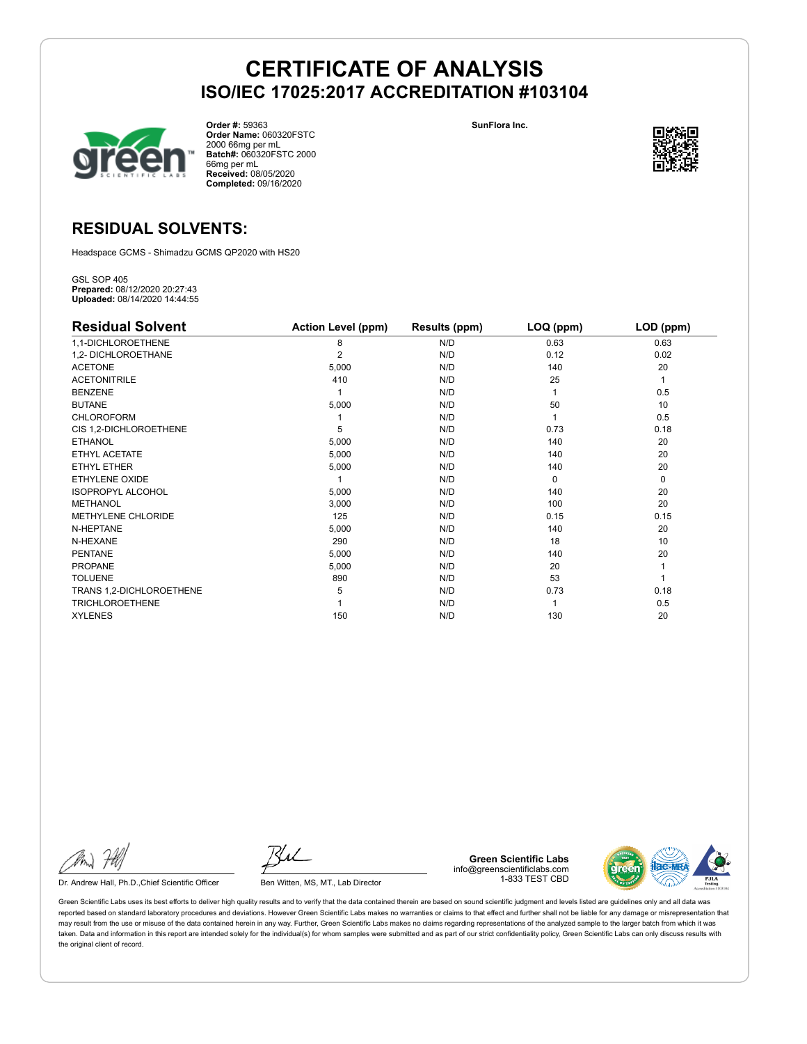# CERTIFICATE OF ANALYSIS

## ISO/IEC 17025:2017 ACCREDITATION #103104

**Order #:** 59363
**Order Name:** 060320FSTC 2000 66mg per mL
**Batch#:** 060320FSTC 2000 66mg per mL
**Received:** 08/05/2020
**Completed:** 09/16/2020

**SunFlora Inc.**

## RESIDUAL SOLVENTS:

Headspace GCMS - Shimadzu GCMS QP2020 with HS20

GSL SOP 405
**Prepared:** 08/12/2020 20:27:43
**Uploaded:** 08/14/2020 14:44:55

| Residual Solvent | Action Level (ppm) | Results (ppm) | LOQ (ppm) | LOD (ppm) |
|---|---|---|---|---|
| 1,1-DICHLOROETHENE | 8 | N/D | 0.63 | 0.63 |
| 1,2- DICHLOROETHANE | 2 | N/D | 0.12 | 0.02 |
| ACETONE | 5,000 | N/D | 140 | 20 |
| ACETONITRILE | 410 | N/D | 25 | 1 |
| BENZENE | 1 | N/D | 1 | 0.5 |
| BUTANE | 5,000 | N/D | 50 | 10 |
| CHLOROFORM | 1 | N/D | 1 | 0.5 |
| CIS 1,2-DICHLOROETHENE | 5 | N/D | 0.73 | 0.18 |
| ETHANOL | 5,000 | N/D | 140 | 20 |
| ETHYL ACETATE | 5,000 | N/D | 140 | 20 |
| ETHYL ETHER | 5,000 | N/D | 140 | 20 |
| ETHYLENE OXIDE | 1 | N/D | 0 | 0 |
| ISOPROPYL ALCOHOL | 5,000 | N/D | 140 | 20 |
| METHANOL | 3,000 | N/D | 100 | 20 |
| METHYLENE CHLORIDE | 125 | N/D | 0.15 | 0.15 |
| N-HEPTANE | 5,000 | N/D | 140 | 20 |
| N-HEXANE | 290 | N/D | 18 | 10 |
| PENTANE | 5,000 | N/D | 140 | 20 |
| PROPANE | 5,000 | N/D | 20 | 1 |
| TOLUENE | 890 | N/D | 53 | 1 |
| TRANS 1,2-DICHLOROETHENE | 5 | N/D | 0.73 | 0.18 |
| TRICHLOROETHENE | 1 | N/D | 1 | 0.5 |
| XYLENES | 150 | N/D | 130 | 20 |

Dr. Andrew Hall, Ph.D.,Chief Scientific Officer

Ben Witten, MS, MT., Lab Director

**Green Scientific Labs**
info@greenscientificlabs.com
1-833 TEST CBD

Green Scientific Labs uses its best efforts to deliver high quality results and to verify that the data contained therein are based on sound scientific judgment and levels listed are guidelines only and all data was reported based on standard laboratory procedures and deviations. However Green Scientific Labs makes no warranties or claims to that effect and further shall not be liable for any damage or misrepresentation that may result from the use or misuse of the data contained herein in any way. Further, Green Scientific Labs makes no claims regarding representations of the analyzed sample to the larger batch from which it was taken. Data and information in this report are intended solely for the individual(s) for whom samples were submitted and as part of our strict confidentiality policy, Green Scientific Labs can only discuss results with the original client of record.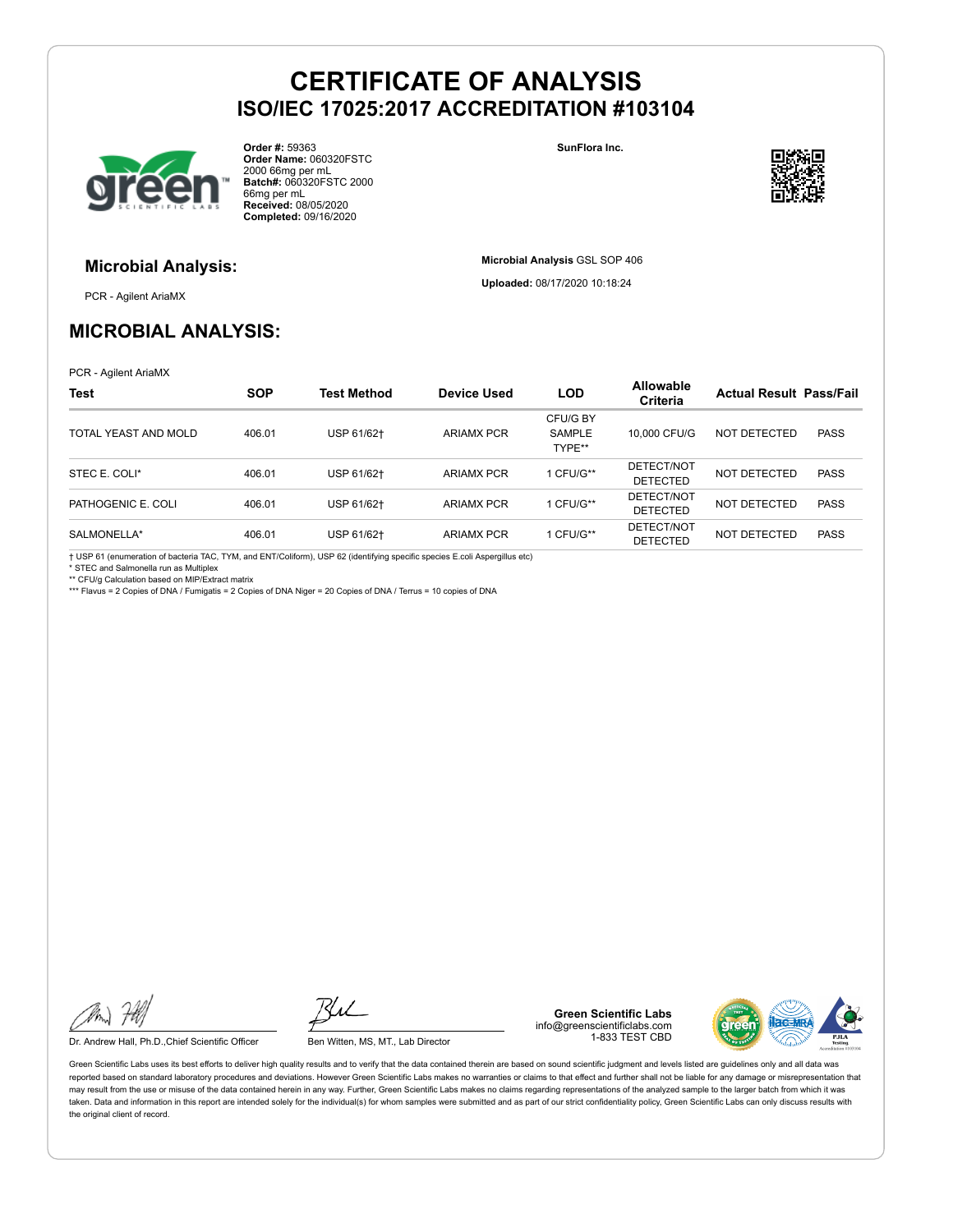# CERTIFICATE OF ANALYSIS
## ISO/IEC 17025:2017 ACCREDITATION #103104

**Order #:** 59363
**Order Name:** 060320FSTC 2000 66mg per mL
**Batch#:** 060320FSTC 2000 66mg per mL
**Received:** 08/05/2020
**Completed:** 09/16/2020

**SunFlora Inc.**

### Microbial Analysis:

PCR - Agilent AriaMX

**Microbial Analysis** GSL SOP 406

**Uploaded:** 08/17/2020 10:18:24

## MICROBIAL ANALYSIS:

PCR - Agilent AriaMX

| Test | SOP | Test Method | Device Used | LOD | Allowable Criteria | Actual Result | Pass/Fail |
|---|---|---|---|---|---|---|---|
| TOTAL YEAST AND MOLD | 406.01 | USP 61/62† | ARIAMX PCR | CFU/G BY SAMPLE TYPE** | 10,000 CFU/G | NOT DETECTED | PASS |
| STEC E. COLI* | 406.01 | USP 61/62† | ARIAMX PCR | 1 CFU/G** | DETECT/NOT DETECTED | NOT DETECTED | PASS |
| PATHOGENIC E. COLI | 406.01 | USP 61/62† | ARIAMX PCR | 1 CFU/G** | DETECT/NOT DETECTED | NOT DETECTED | PASS |
| SALMONELLA* | 406.01 | USP 61/62† | ARIAMX PCR | 1 CFU/G** | DETECT/NOT DETECTED | NOT DETECTED | PASS |

† USP 61 (enumeration of bacteria TAC, TYM, and ENT/Coliform), USP 62 (identifying specific species E.coli Aspergillus etc)
* STEC and Salmonella run as Multiplex
** CFU/g Calculation based on MIP/Extract matrix
*** Flavus = 2 Copies of DNA / Fumigatis = 2 Copies of DNA Niger = 20 Copies of DNA / Terrus = 10 copies of DNA

Dr. Andrew Hall, Ph.D.,Chief Scientific Officer

Ben Witten, MS, MT., Lab Director

**Green Scientific Labs**
info@greenscientificlabs.com
1-833 TEST CBD

Green Scientific Labs uses its best efforts to deliver high quality results and to verify that the data contained therein are based on sound scientific judgment and levels listed are guidelines only and all data was reported based on standard laboratory procedures and deviations. However Green Scientific Labs makes no warranties or claims to that effect and further shall not be liable for any damage or misrepresentation that may result from the use or misuse of the data contained herein in any way. Further, Green Scientific Labs makes no claims regarding representations of the analyzed sample to the larger batch from which it was taken. Data and information in this report are intended solely for the individual(s) for whom samples were submitted and as part of our strict confidentiality policy, Green Scientific Labs can only discuss results with the original client of record.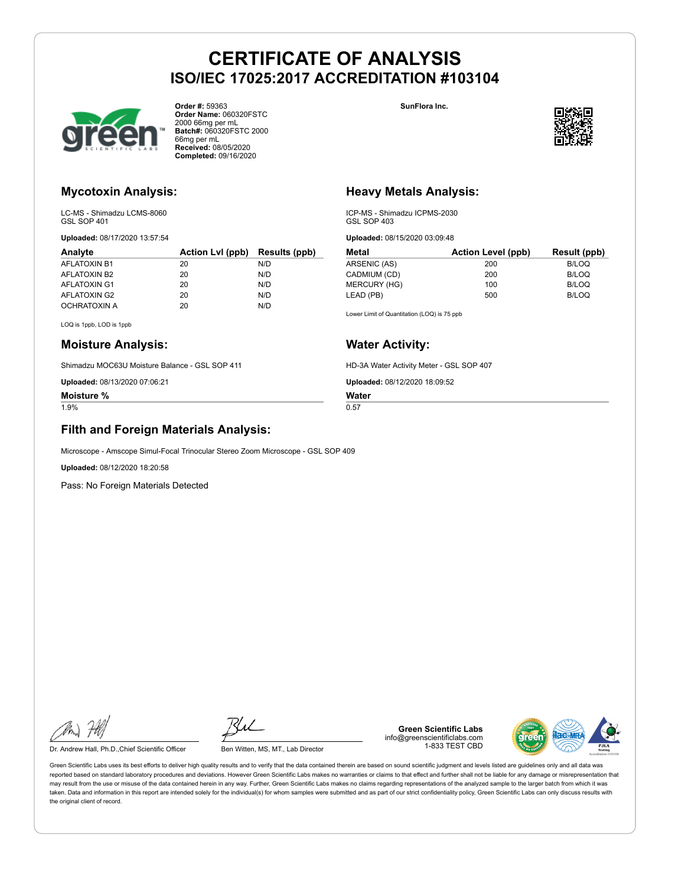# CERTIFICATE OF ANALYSIS
## ISO/IEC 17025:2017 ACCREDITATION #103104

**Order #:** 59363
**Order Name:** 060320FSTC 2000 66mg per mL
**Batch#:** 060320FSTC 2000 66mg per mL
**Received:** 08/05/2020
**Completed:** 09/16/2020

**SunFlora Inc.**

## Mycotoxin Analysis:

LC-MS - Shimadzu LCMS-8060
GSL SOP 401

**Uploaded:** 08/17/2020 13:57:54

| Analyte | Action Lvl (ppb) | Results (ppb) |
|---|---|---|
| AFLATOXIN B1 | 20 | N/D |
| AFLATOXIN B2 | 20 | N/D |
| AFLATOXIN G1 | 20 | N/D |
| AFLATOXIN G2 | 20 | N/D |
| OCHRATOXIN A | 20 | N/D |

LOQ is 1ppb, LOD is 1ppb

## Heavy Metals Analysis:

ICP-MS - Shimadzu ICPMS-2030
GSL SOP 403

**Uploaded:** 08/15/2020 03:09:48

| Metal | Action Level (ppb) | Result (ppb) |
|---|---|---|
| ARSENIC (AS) | 200 | B/LOQ |
| CADMIUM (CD) | 200 | B/LOQ |
| MERCURY (HG) | 100 | B/LOQ |
| LEAD (PB) | 500 | B/LOQ |

Lower Limit of Quantitation (LOQ) is 75 ppb

## Moisture Analysis:

Shimadzu MOC63U Moisture Balance - GSL SOP 411

**Uploaded:** 08/13/2020 07:06:21

| Moisture % |
|---|
| 1.9% |

## Water Activity:

HD-3A Water Activity Meter - GSL SOP 407

**Uploaded:** 08/12/2020 18:09:52

| Water |
|---|
| 0.57 |

## Filth and Foreign Materials Analysis:

Microscope - Amscope Simul-Focal Trinocular Stereo Zoom Microscope - GSL SOP 409

**Uploaded:** 08/12/2020 18:20:58

Pass: No Foreign Materials Detected

Dr. Andrew Hall, Ph.D.,Chief Scientific Officer

Ben Witten, MS, MT., Lab Director

**Green Scientific Labs**
info@greenscientificlabs.com
1-833 TEST CBD

Green Scientific Labs uses its best efforts to deliver high quality results and to verify that the data contained therein are based on sound scientific judgment and levels listed are guidelines only and all data was reported based on standard laboratory procedures and deviations. However Green Scientific Labs makes no warranties or claims to that effect and further shall not be liable for any damage or misrepresentation that may result from the use or misuse of the data contained herein in any way. Further, Green Scientific Labs makes no claims regarding representations of the analyzed sample to the larger batch from which it was taken. Data and information in this report are intended solely for the individual(s) for whom samples were submitted and as part of our strict confidentiality policy, Green Scientific Labs can only discuss results with the original client of record.